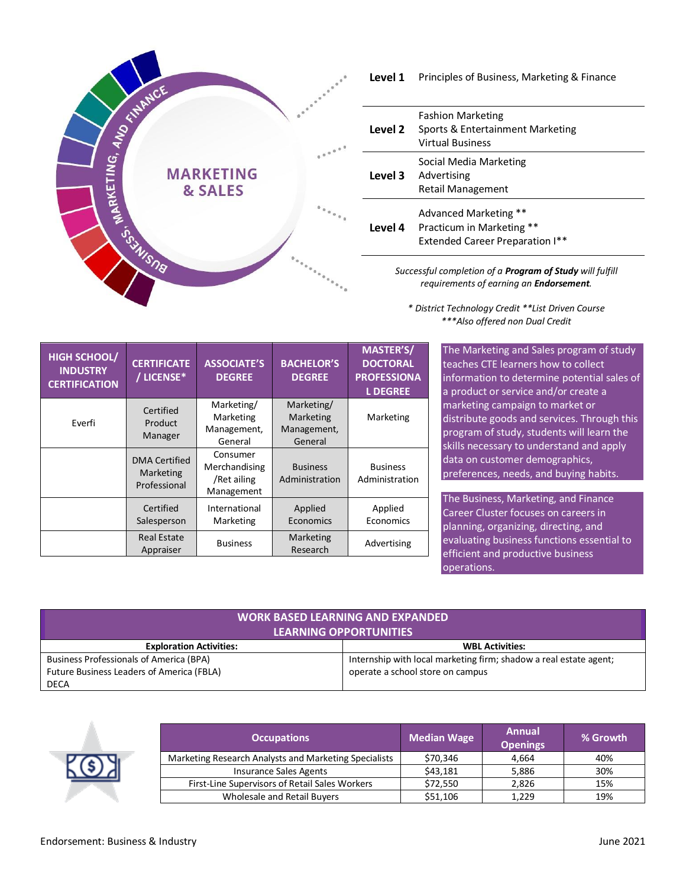# MARKETING & SALES

BUSINESS, MARKETING, AND FINANCE

| | |
|---|---|
| **Level 1** | Principles of Business, Marketing & Finance |
| **Level 2** | Fashion Marketing<br>Sports & Entertainment Marketing<br>Virtual Business |
| **Level 3** | Social Media Marketing<br>Advertising<br>Retail Management |
| **Level 4** | Advanced Marketing **<br>Practicum in Marketing **<br>Extended Career Preparation I** |

*Successful completion of a **Program of Study** will fulfill requirements of earning an **Endorsement**.*

*\* District Technology Credit \*\*List Driven Course*
*\*\*\*Also offered non Dual Credit*

| HIGH SCHOOL/ INDUSTRY CERTIFICATION | CERTIFICATE / LICENSE* | ASSOCIATE'S DEGREE | BACHELOR'S DEGREE | MASTER'S/ DOCTORAL PROFESSIONAL DEGREE |
|---|---|---|---|---|
| Everfi | Certified Product Manager | Marketing/ Marketing Management, General | Marketing/ Marketing Management, General | Marketing |
| | DMA Certified Marketing Professional | Consumer Merchandising /Ret ailing Management | Business Administration | Business Administration |
| | Certified Salesperson | International Marketing | Applied Economics | Applied Economics |
| | Real Estate Appraiser | Business | Marketing Research | Advertising |

The Marketing and Sales program of study teaches CTE learners how to collect information to determine potential sales of a product or service and/or create a marketing campaign to market or distribute goods and services. Through this program of study, students will learn the skills necessary to understand and apply data on customer demographics, preferences, needs, and buying habits.

The Business, Marketing, and Finance Career Cluster focuses on careers in planning, organizing, directing, and evaluating business functions essential to efficient and productive business operations.

## WORK BASED LEARNING AND EXPANDED LEARNING OPPORTUNITIES

| Exploration Activities: | WBL Activities: |
|---|---|
| Business Professionals of America (BPA)<br>Future Business Leaders of America (FBLA)<br>DECA | Internship with local marketing firm; shadow a real estate agent; operate a school store on campus |

| Occupations | Median Wage | Annual Openings | % Growth |
|---|---|---|---|
| Marketing Research Analysts and Marketing Specialists | $70,346 | 4,664 | 40% |
| Insurance Sales Agents | $43,181 | 5,886 | 30% |
| First-Line Supervisors of Retail Sales Workers | $72,550 | 2,826 | 15% |
| Wholesale and Retail Buyers | $51,106 | 1,229 | 19% |

Endorsement: Business & Industry

June 2021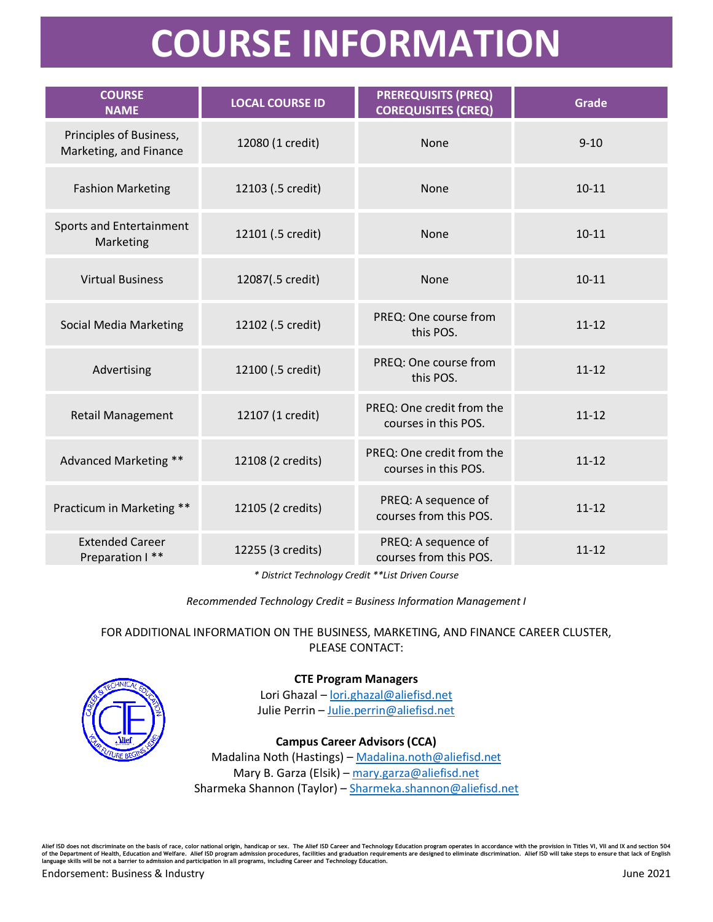# COURSE INFORMATION

| COURSE NAME | LOCAL COURSE ID | PREREQUISITS (PREQ) COREQUISITES (CREQ) | Grade |
|---|---|---|---|
| Principles of Business, Marketing, and Finance | 12080 (1 credit) | None | 9-10 |
| Fashion Marketing | 12103 (.5 credit) | None | 10-11 |
| Sports and Entertainment Marketing | 12101 (.5 credit) | None | 10-11 |
| Virtual Business | 12087(.5 credit) | None | 10-11 |
| Social Media Marketing | 12102 (.5 credit) | PREQ: One course from this POS. | 11-12 |
| Advertising | 12100 (.5 credit) | PREQ: One course from this POS. | 11-12 |
| Retail Management | 12107 (1 credit) | PREQ: One credit from the courses in this POS. | 11-12 |
| Advanced Marketing ** | 12108 (2 credits) | PREQ: One credit from the courses in this POS. | 11-12 |
| Practicum in Marketing ** | 12105 (2 credits) | PREQ: A sequence of courses from this POS. | 11-12 |
| Extended Career Preparation I ** | 12255 (3 credits) | PREQ: A sequence of courses from this POS. | 11-12 |

*\* District Technology Credit \*\*List Driven Course*

*Recommended Technology Credit = Business Information Management I*

FOR ADDITIONAL INFORMATION ON THE BUSINESS, MARKETING, AND FINANCE CAREER CLUSTER, PLEASE CONTACT:

**CTE Program Managers**

Lori Ghazal – lori.ghazal@aliefisd.net
Julie Perrin – Julie.perrin@aliefisd.net

**Campus Career Advisors (CCA)**

Madalina Noth (Hastings) – Madalina.noth@aliefisd.net
Mary B. Garza (Elsik) – mary.garza@aliefisd.net
Sharmeka Shannon (Taylor) – Sharmeka.shannon@aliefisd.net

Alief ISD does not discriminate on the basis of race, color national origin, handicap or sex. The Alief ISD Career and Technology Education program operates in accordance with the provision in Titles VI, VII and IX and section 504 of the Department of Health, Education and Welfare. Alief ISD program admission procedures, facilities and graduation requirements are designed to eliminate discrimination. Alief ISD will take steps to ensure that lack of English language skills will be not a barrier to admission and participation in all programs, including Career and Technology Education.

Endorsement: Business & Industry

June 2021